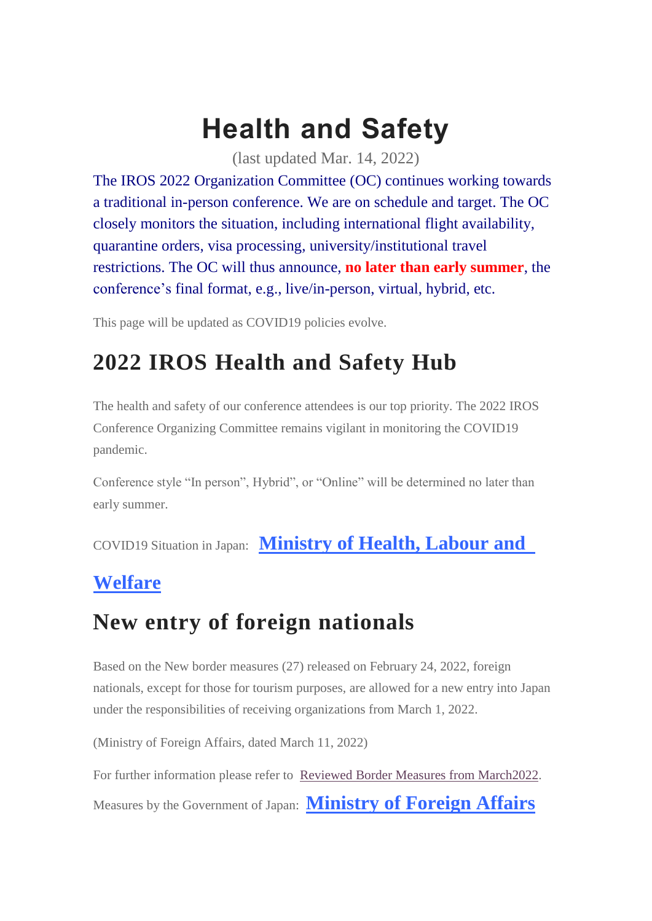# Health and Safety

(last updated Mar. 14, 2022)

The IROS 2022 Organization Committee (OC) continues working towards a traditional in-person conference. We are on schedule and target. The OC closely monitors the situation, including international flight availability, quarantine orders, visa processing, university/institutional travel restrictions. The OC will thus announce, **no later than early summer**, the conference's final format, e.g., live/in-person, virtual, hybrid, etc.

This page will be updated as COVID19 policies evolve.

## 2022 IROS Health and Safety Hub

The health and safety of our conference attendees is our top priority. The 2022 IROS Conference Organizing Committee remains vigilant in monitoring the COVID19 pandemic.

Conference style "In person", Hybrid", or "Online" will be determined no later than early summer.

COVID19 Situation in Japan: **Ministry of Health, Labour and Welfare**

## New entry of foreign nationals

Based on the New border measures (27) released on February 24, 2022, foreign nationals, except for those for tourism purposes, are allowed for a new entry into Japan under the responsibilities of receiving organizations from March 1, 2022.

(Ministry of Foreign Affairs, dated March 11, 2022)

For further information please refer to Reviewed Border Measures from March2022.

Measures by the Government of Japan: **Ministry of Foreign Affairs**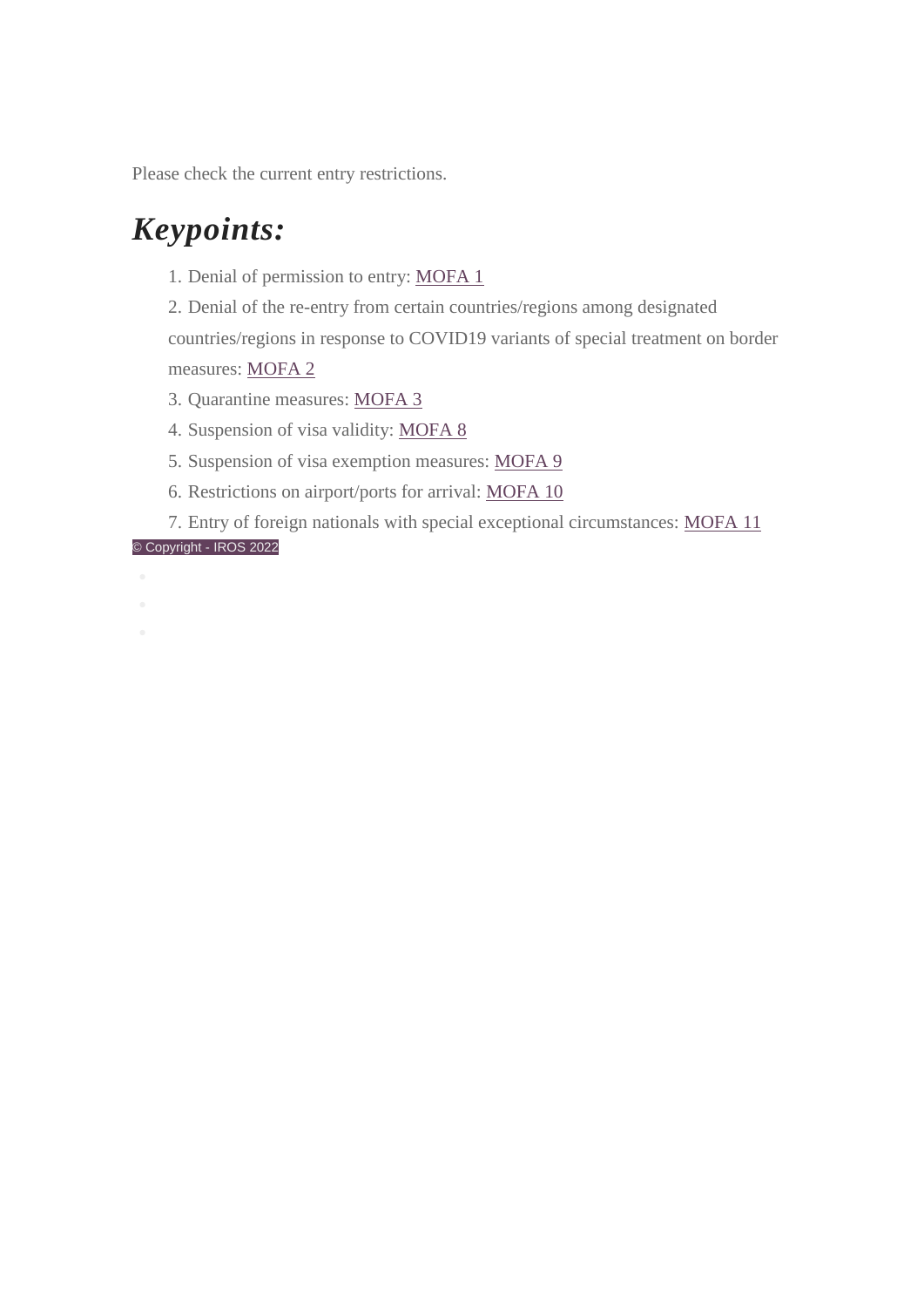Please check the current entry restrictions.

## *Keypoints:*

1. Denial of permission to entry: MOFA 1
2. Denial of the re-entry from certain countries/regions among designated countries/regions in response to COVID19 variants of special treatment on border measures: MOFA 2
3. Quarantine measures: MOFA 3
4. Suspension of visa validity: MOFA 8
5. Suspension of visa exemption measures: MOFA 9
6. Restrictions on airport/ports for arrival: MOFA 10
7. Entry of foreign nationals with special exceptional circumstances: MOFA 11

© Copyright - IROS 2022